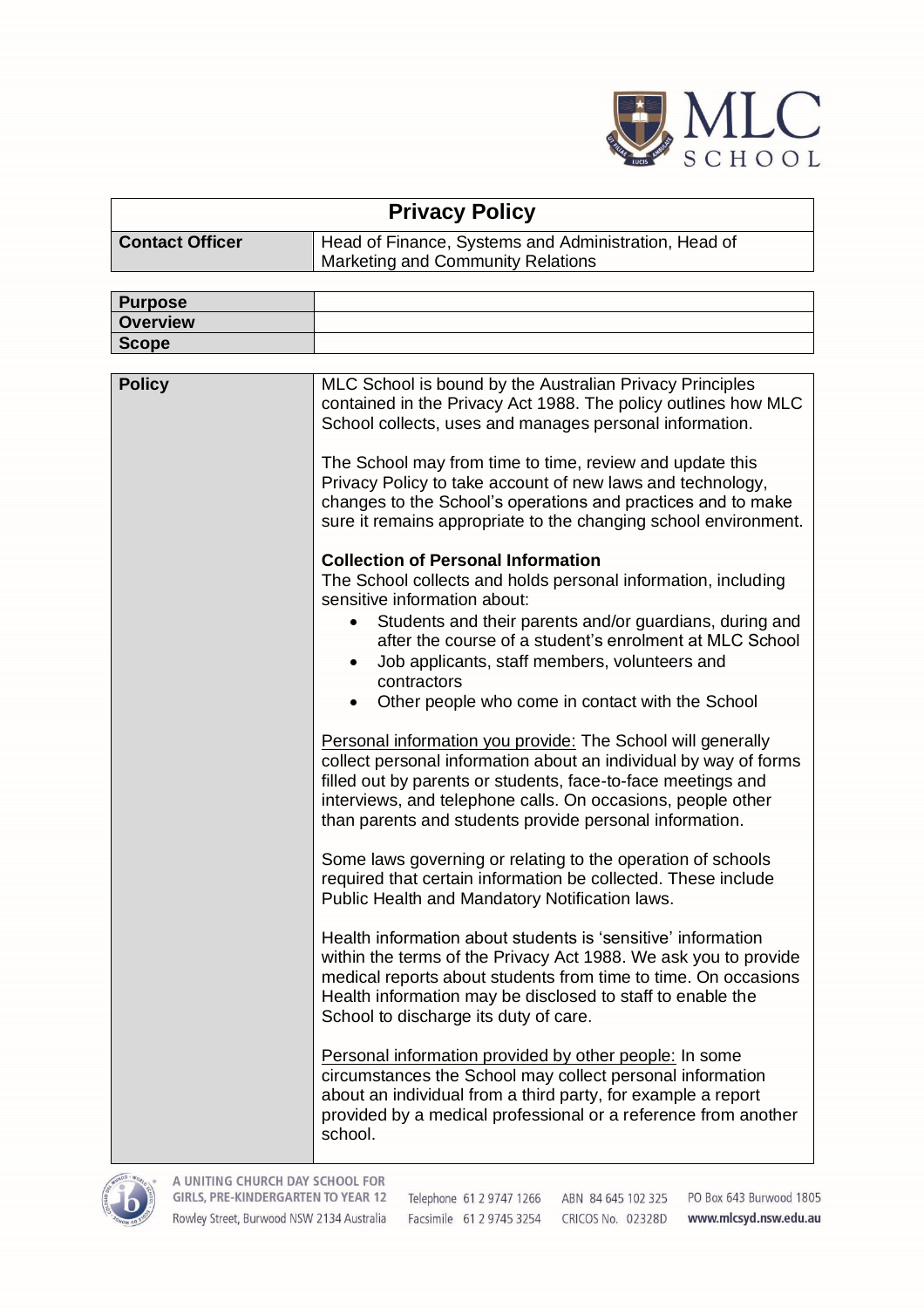# Privacy Policy

| | |
|---|---|
| **Contact Officer** | Head of Finance, Systems and Administration, Head of Marketing and Community Relations |

| | |
|---|---|
| **Purpose** | |
| **Overview** | |
| **Scope** | |

**Policy**

MLC School is bound by the Australian Privacy Principles contained in the Privacy Act 1988. The policy outlines how MLC School collects, uses and manages personal information.

The School may from time to time, review and update this Privacy Policy to take account of new laws and technology, changes to the School's operations and practices and to make sure it remains appropriate to the changing school environment.

**Collection of Personal Information**

The School collects and holds personal information, including sensitive information about:

- Students and their parents and/or guardians, during and after the course of a student's enrolment at MLC School
- Job applicants, staff members, volunteers and contractors
- Other people who come in contact with the School

Personal information you provide: The School will generally collect personal information about an individual by way of forms filled out by parents or students, face-to-face meetings and interviews, and telephone calls. On occasions, people other than parents and students provide personal information.

Some laws governing or relating to the operation of schools required that certain information be collected. These include Public Health and Mandatory Notification laws.

Health information about students is 'sensitive' information within the terms of the Privacy Act 1988. We ask you to provide medical reports about students from time to time. On occasions Health information may be disclosed to staff to enable the School to discharge its duty of care.

Personal information provided by other people: In some circumstances the School may collect personal information about an individual from a third party, for example a report provided by a medical professional or a reference from another school.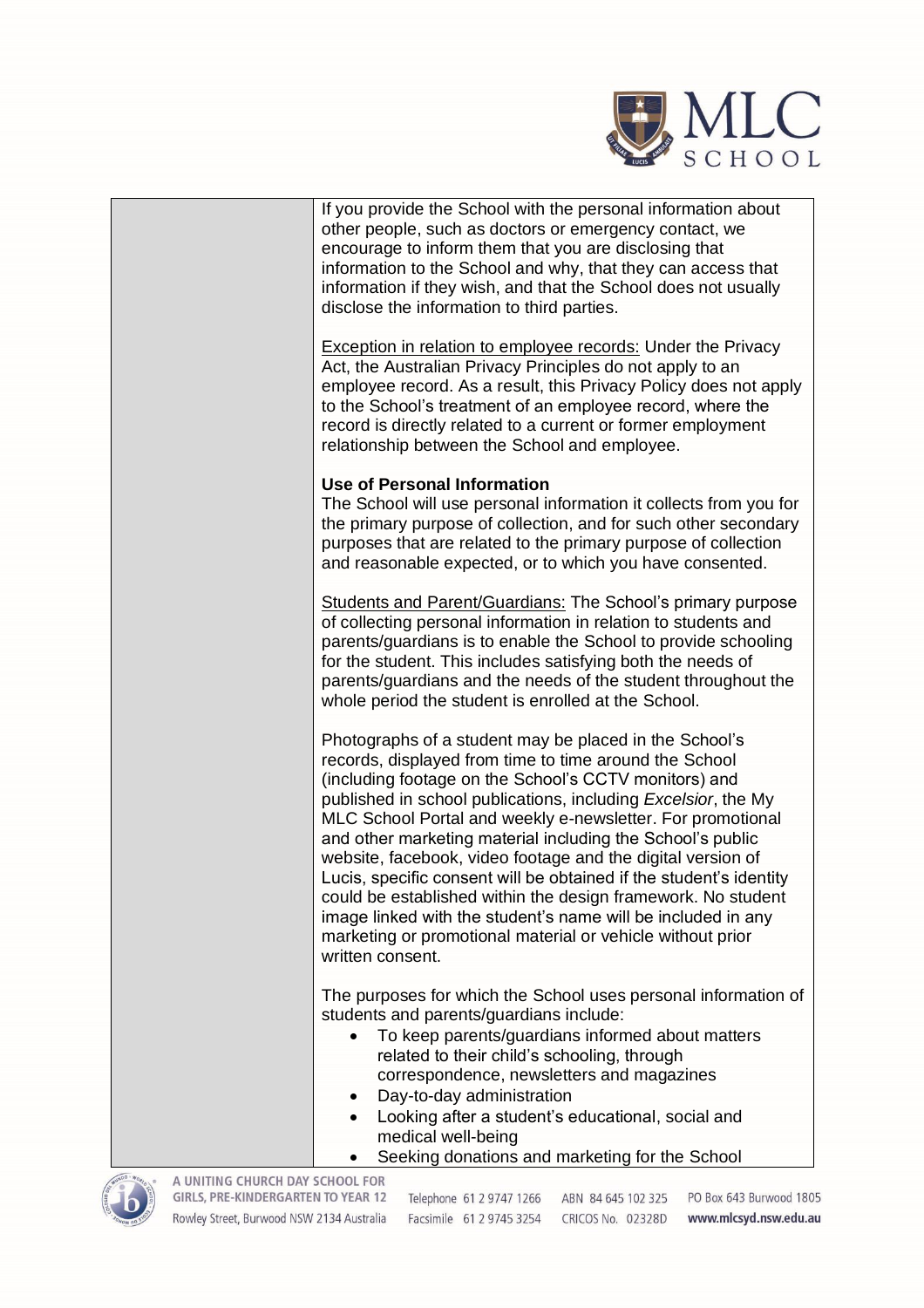If you provide the School with the personal information about other people, such as doctors or emergency contact, we encourage to inform them that you are disclosing that information to the School and why, that they can access that information if they wish, and that the School does not usually disclose the information to third parties.

Exception in relation to employee records: Under the Privacy Act, the Australian Privacy Principles do not apply to an employee record. As a result, this Privacy Policy does not apply to the School's treatment of an employee record, where the record is directly related to a current or former employment relationship between the School and employee.

**Use of Personal Information**

The School will use personal information it collects from you for the primary purpose of collection, and for such other secondary purposes that are related to the primary purpose of collection and reasonable expected, or to which you have consented.

Students and Parent/Guardians: The School's primary purpose of collecting personal information in relation to students and parents/guardians is to enable the School to provide schooling for the student. This includes satisfying both the needs of parents/guardians and the needs of the student throughout the whole period the student is enrolled at the School.

Photographs of a student may be placed in the School's records, displayed from time to time around the School (including footage on the School's CCTV monitors) and published in school publications, including *Excelsior*, the My MLC School Portal and weekly e-newsletter. For promotional and other marketing material including the School's public website, facebook, video footage and the digital version of Lucis, specific consent will be obtained if the student's identity could be established within the design framework. No student image linked with the student's name will be included in any marketing or promotional material or vehicle without prior written consent.

The purposes for which the School uses personal information of students and parents/guardians include:

- To keep parents/guardians informed about matters related to their child's schooling, through correspondence, newsletters and magazines
- Day-to-day administration
- Looking after a student's educational, social and medical well-being
- Seeking donations and marketing for the School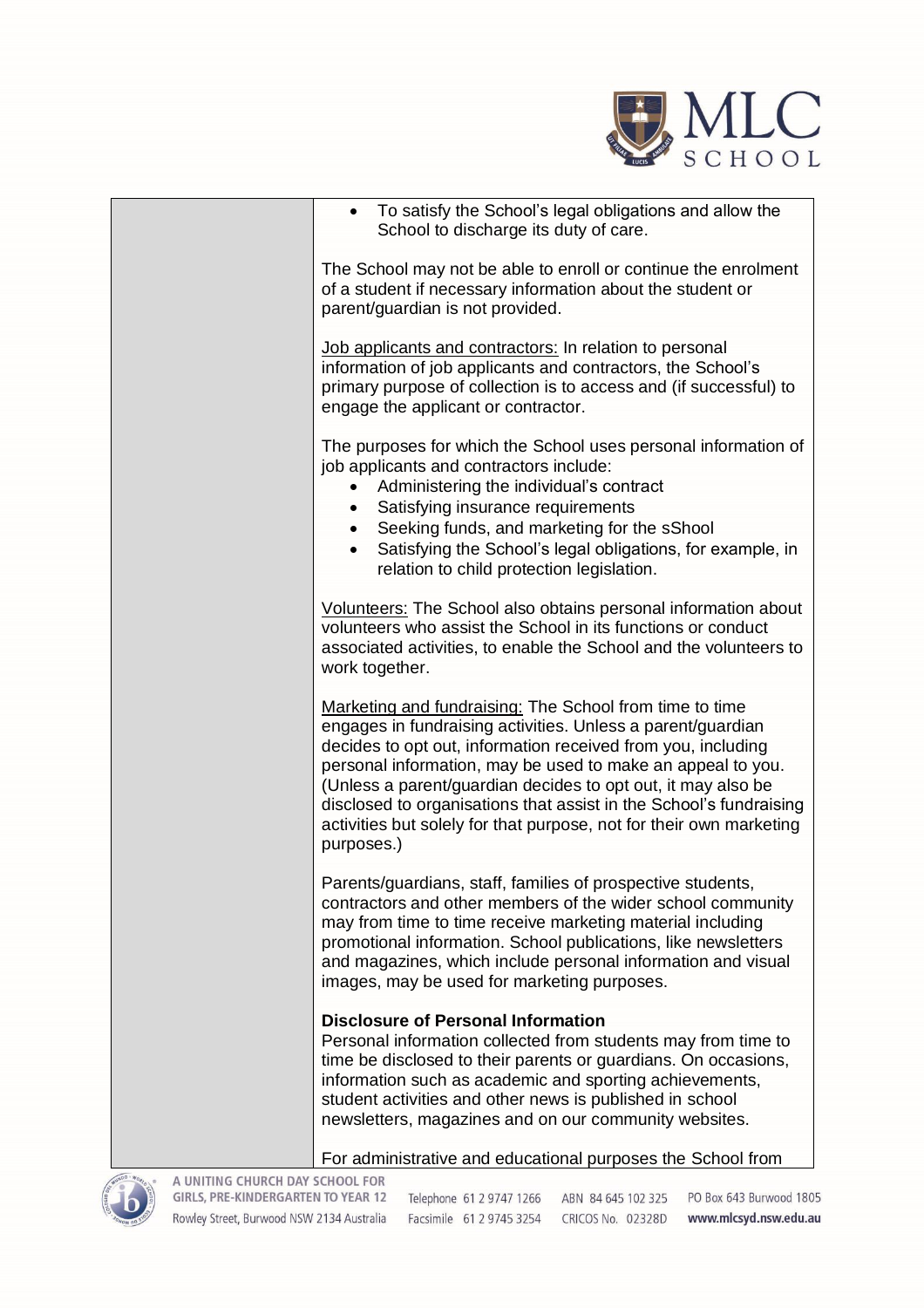- To satisfy the School's legal obligations and allow the School to discharge its duty of care.

The School may not be able to enroll or continue the enrolment of a student if necessary information about the student or parent/guardian is not provided.

Job applicants and contractors: In relation to personal information of job applicants and contractors, the School's primary purpose of collection is to access and (if successful) to engage the applicant or contractor.

The purposes for which the School uses personal information of job applicants and contractors include:

- Administering the individual's contract
- Satisfying insurance requirements
- Seeking funds, and marketing for the sShool
- Satisfying the School's legal obligations, for example, in relation to child protection legislation.

Volunteers: The School also obtains personal information about volunteers who assist the School in its functions or conduct associated activities, to enable the School and the volunteers to work together.

Marketing and fundraising: The School from time to time engages in fundraising activities. Unless a parent/guardian decides to opt out, information received from you, including personal information, may be used to make an appeal to you. (Unless a parent/guardian decides to opt out, it may also be disclosed to organisations that assist in the School's fundraising activities but solely for that purpose, not for their own marketing purposes.)

Parents/guardians, staff, families of prospective students, contractors and other members of the wider school community may from time to time receive marketing material including promotional information. School publications, like newsletters and magazines, which include personal information and visual images, may be used for marketing purposes.

**Disclosure of Personal Information**

Personal information collected from students may from time to time be disclosed to their parents or guardians. On occasions, information such as academic and sporting achievements, student activities and other news is published in school newsletters, magazines and on our community websites.

For administrative and educational purposes the School from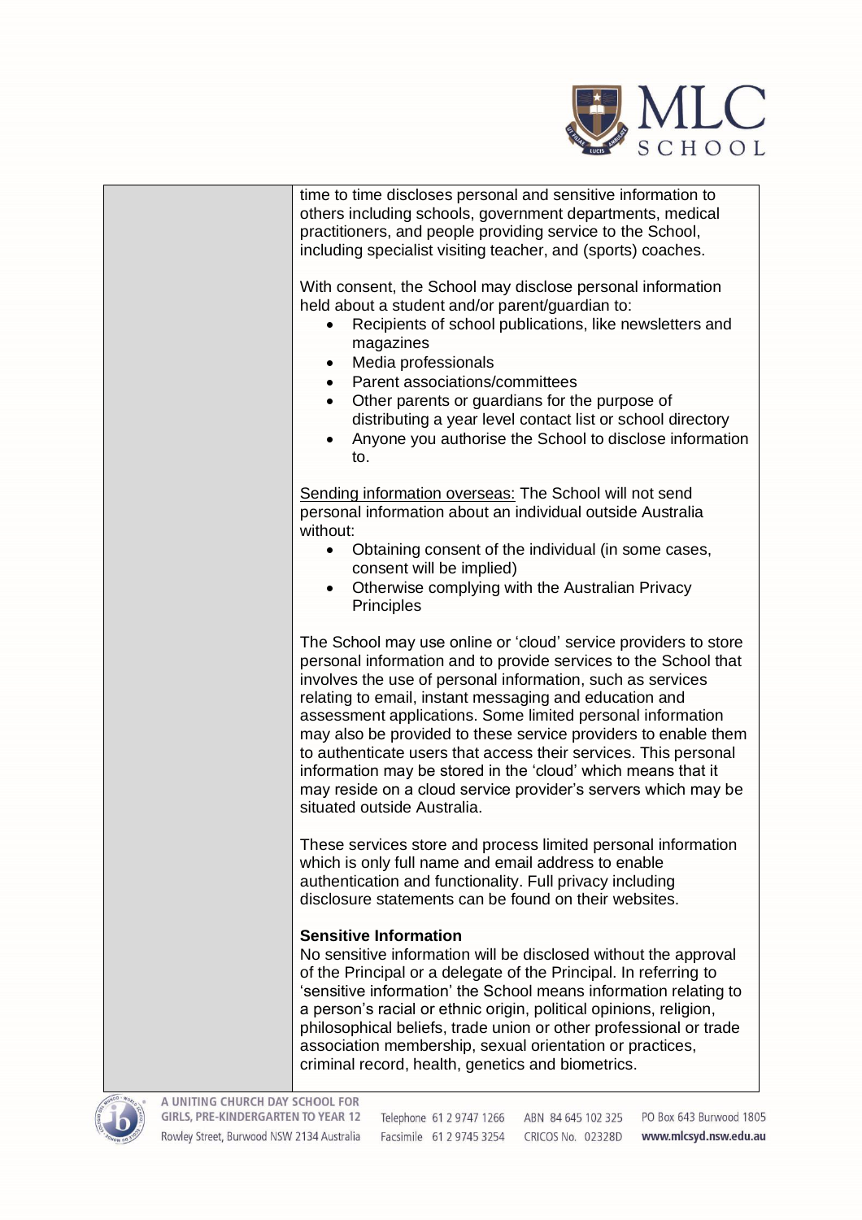time to time discloses personal and sensitive information to others including schools, government departments, medical practitioners, and people providing service to the School, including specialist visiting teacher, and (sports) coaches.

With consent, the School may disclose personal information held about a student and/or parent/guardian to:

- Recipients of school publications, like newsletters and magazines
- Media professionals
- Parent associations/committees
- Other parents or guardians for the purpose of distributing a year level contact list or school directory
- Anyone you authorise the School to disclose information to.

Sending information overseas: The School will not send personal information about an individual outside Australia without:

- Obtaining consent of the individual (in some cases, consent will be implied)
- Otherwise complying with the Australian Privacy Principles

The School may use online or 'cloud' service providers to store personal information and to provide services to the School that involves the use of personal information, such as services relating to email, instant messaging and education and assessment applications. Some limited personal information may also be provided to these service providers to enable them to authenticate users that access their services. This personal information may be stored in the 'cloud' which means that it may reside on a cloud service provider's servers which may be situated outside Australia.

These services store and process limited personal information which is only full name and email address to enable authentication and functionality. Full privacy including disclosure statements can be found on their websites.

**Sensitive Information**

No sensitive information will be disclosed without the approval of the Principal or a delegate of the Principal. In referring to 'sensitive information' the School means information relating to a person's racial or ethnic origin, political opinions, religion, philosophical beliefs, trade union or other professional or trade association membership, sexual orientation or practices, criminal record, health, genetics and biometrics.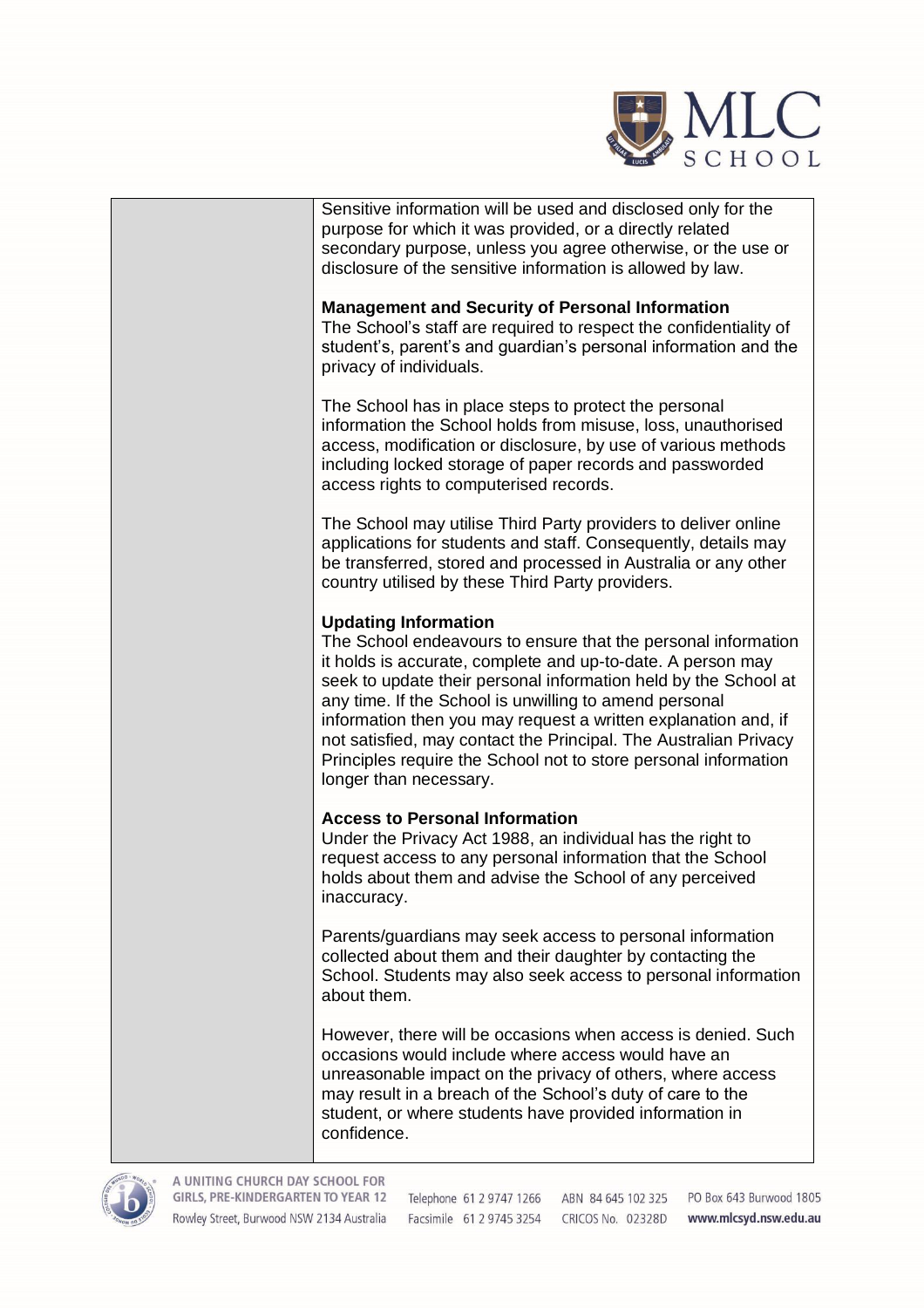Sensitive information will be used and disclosed only for the purpose for which it was provided, or a directly related secondary purpose, unless you agree otherwise, or the use or disclosure of the sensitive information is allowed by law.

**Management and Security of Personal Information**

The School's staff are required to respect the confidentiality of student's, parent's and guardian's personal information and the privacy of individuals.

The School has in place steps to protect the personal information the School holds from misuse, loss, unauthorised access, modification or disclosure, by use of various methods including locked storage of paper records and passworded access rights to computerised records.

The School may utilise Third Party providers to deliver online applications for students and staff. Consequently, details may be transferred, stored and processed in Australia or any other country utilised by these Third Party providers.

**Updating Information**

The School endeavours to ensure that the personal information it holds is accurate, complete and up-to-date. A person may seek to update their personal information held by the School at any time. If the School is unwilling to amend personal information then you may request a written explanation and, if not satisfied, may contact the Principal. The Australian Privacy Principles require the School not to store personal information longer than necessary.

**Access to Personal Information**

Under the Privacy Act 1988, an individual has the right to request access to any personal information that the School holds about them and advise the School of any perceived inaccuracy.

Parents/guardians may seek access to personal information collected about them and their daughter by contacting the School. Students may also seek access to personal information about them.

However, there will be occasions when access is denied. Such occasions would include where access would have an unreasonable impact on the privacy of others, where access may result in a breach of the School's duty of care to the student, or where students have provided information in confidence.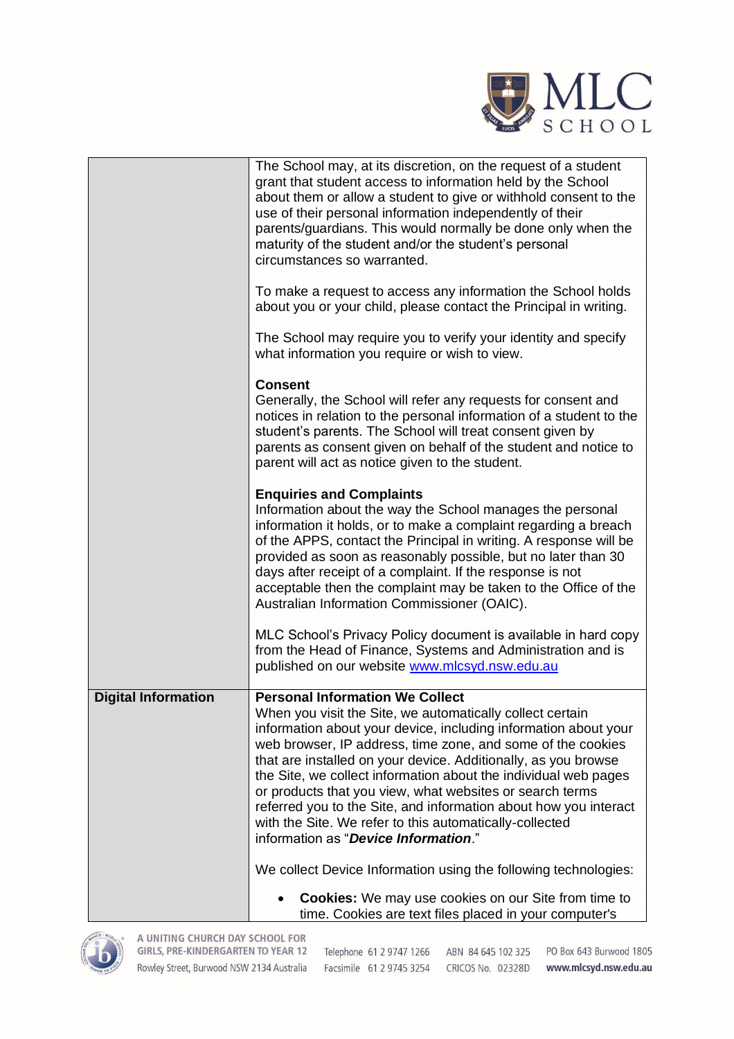| | |
|---|---|
| | The School may, at its discretion, on the request of a student grant that student access to information held by the School about them or allow a student to give or withhold consent to the use of their personal information independently of their parents/guardians. This would normally be done only when the maturity of the student and/or the student's personal circumstances so warranted.<br><br>To make a request to access any information the School holds about you or your child, please contact the Principal in writing.<br><br>The School may require you to verify your identity and specify what information you require or wish to view.<br><br>**Consent**<br>Generally, the School will refer any requests for consent and notices in relation to the personal information of a student to the student's parents. The School will treat consent given by parents as consent given on behalf of the student and notice to parent will act as notice given to the student.<br><br>**Enquiries and Complaints**<br>Information about the way the School manages the personal information it holds, or to make a complaint regarding a breach of the APPS, contact the Principal in writing. A response will be provided as soon as reasonably possible, but no later than 30 days after receipt of a complaint. If the response is not acceptable then the complaint may be taken to the Office of the Australian Information Commissioner (OAIC).<br><br>MLC School's Privacy Policy document is available in hard copy from the Head of Finance, Systems and Administration and is published on our website [www.mlcsyd.nsw.edu.au](http://www.mlcsyd.nsw.edu.au) |
| **Digital Information** | **Personal Information We Collect**<br>When you visit the Site, we automatically collect certain information about your device, including information about your web browser, IP address, time zone, and some of the cookies that are installed on your device. Additionally, as you browse the Site, we collect information about the individual web pages or products that you view, what websites or search terms referred you to the Site, and information about how you interact with the Site. We refer to this automatically-collected information as "***Device Information***."<br><br>We collect Device Information using the following technologies:<br><br>• **Cookies:** We may use cookies on our Site from time to time. Cookies are text files placed in your computer's |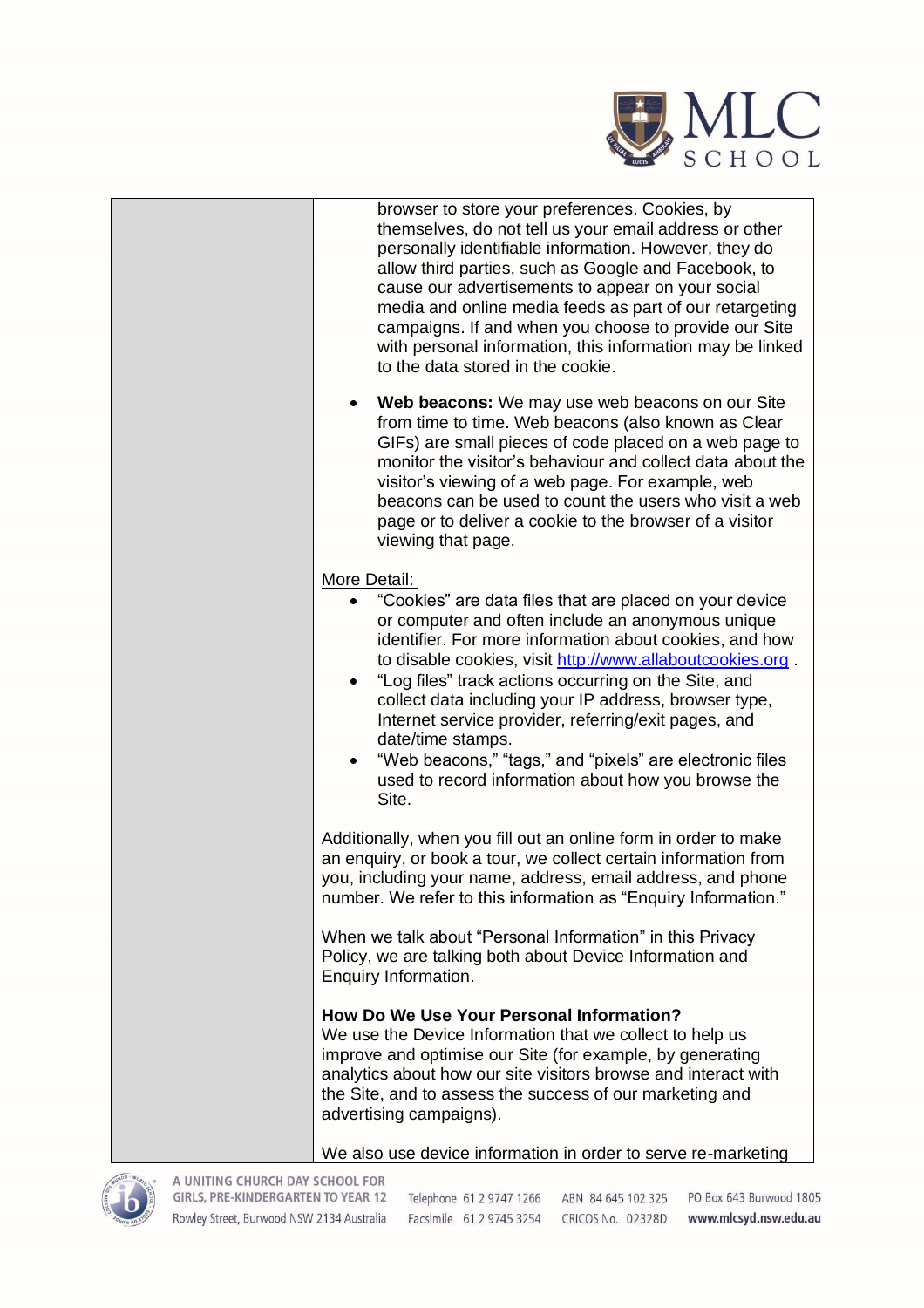browser to store your preferences. Cookies, by themselves, do not tell us your email address or other personally identifiable information. However, they do allow third parties, such as Google and Facebook, to cause our advertisements to appear on your social media and online media feeds as part of our retargeting campaigns. If and when you choose to provide our Site with personal information, this information may be linked to the data stored in the cookie.

- **Web beacons:** We may use web beacons on our Site from time to time. Web beacons (also known as Clear GIFs) are small pieces of code placed on a web page to monitor the visitor's behaviour and collect data about the visitor's viewing of a web page. For example, web beacons can be used to count the users who visit a web page or to deliver a cookie to the browser of a visitor viewing that page.

More Detail:

- "Cookies" are data files that are placed on your device or computer and often include an anonymous unique identifier. For more information about cookies, and how to disable cookies, visit [http://www.allaboutcookies.org](http://www.allaboutcookies.org) .
- "Log files" track actions occurring on the Site, and collect data including your IP address, browser type, Internet service provider, referring/exit pages, and date/time stamps.
- "Web beacons," "tags," and "pixels" are electronic files used to record information about how you browse the Site.

Additionally, when you fill out an online form in order to make an enquiry, or book a tour, we collect certain information from you, including your name, address, email address, and phone number. We refer to this information as "Enquiry Information."

When we talk about "Personal Information" in this Privacy Policy, we are talking both about Device Information and Enquiry Information.

**How Do We Use Your Personal Information?**

We use the Device Information that we collect to help us improve and optimise our Site (for example, by generating analytics about how our site visitors browse and interact with the Site, and to assess the success of our marketing and advertising campaigns).

We also use device information in order to serve re-marketing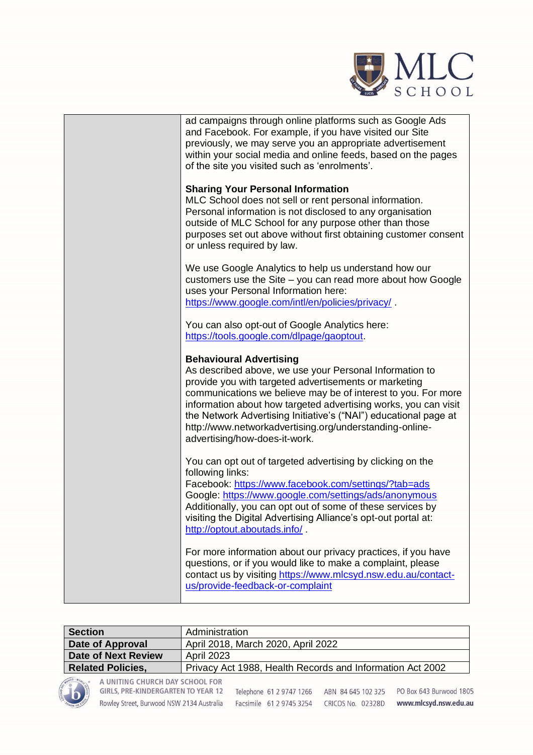| | ad campaigns through online platforms such as Google Ads and Facebook. For example, if you have visited our Site previously, we may serve you an appropriate advertisement within your social media and online feeds, based on the pages of the site you visited such as 'enrolments'.<br><br>**Sharing Your Personal Information**<br>MLC School does not sell or rent personal information. Personal information is not disclosed to any organisation outside of MLC School for any purpose other than those purposes set out above without first obtaining customer consent or unless required by law.<br><br>We use Google Analytics to help us understand how our customers use the Site – you can read more about how Google uses your Personal Information here: https://www.google.com/intl/en/policies/privacy/ .<br><br>You can also opt-out of Google Analytics here: https://tools.google.com/dlpage/gaoptout.<br><br>**Behavioural Advertising**<br>As described above, we use your Personal Information to provide you with targeted advertisements or marketing communications we believe may be of interest to you. For more information about how targeted advertising works, you can visit the Network Advertising Initiative's ("NAI") educational page at http://www.networkadvertising.org/understanding-online-advertising/how-does-it-work.<br><br>You can opt out of targeted advertising by clicking on the following links:<br>Facebook: https://www.facebook.com/settings/?tab=ads<br>Google: https://www.google.com/settings/ads/anonymous<br>Additionally, you can opt out of some of these services by visiting the Digital Advertising Alliance's opt-out portal at: http://optout.aboutads.info/ .<br><br>For more information about our privacy practices, if you have questions, or if you would like to make a complaint, please contact us by visiting https://www.mlcsyd.nsw.edu.au/contact-us/provide-feedback-or-complaint |
|---|---|

| **Section** | Administration |
|---|---|
| **Date of Approval** | April 2018, March 2020, April 2022 |
| **Date of Next Review** | April 2023 |
| **Related Policies,** | Privacy Act 1988, Health Records and Information Act 2002 |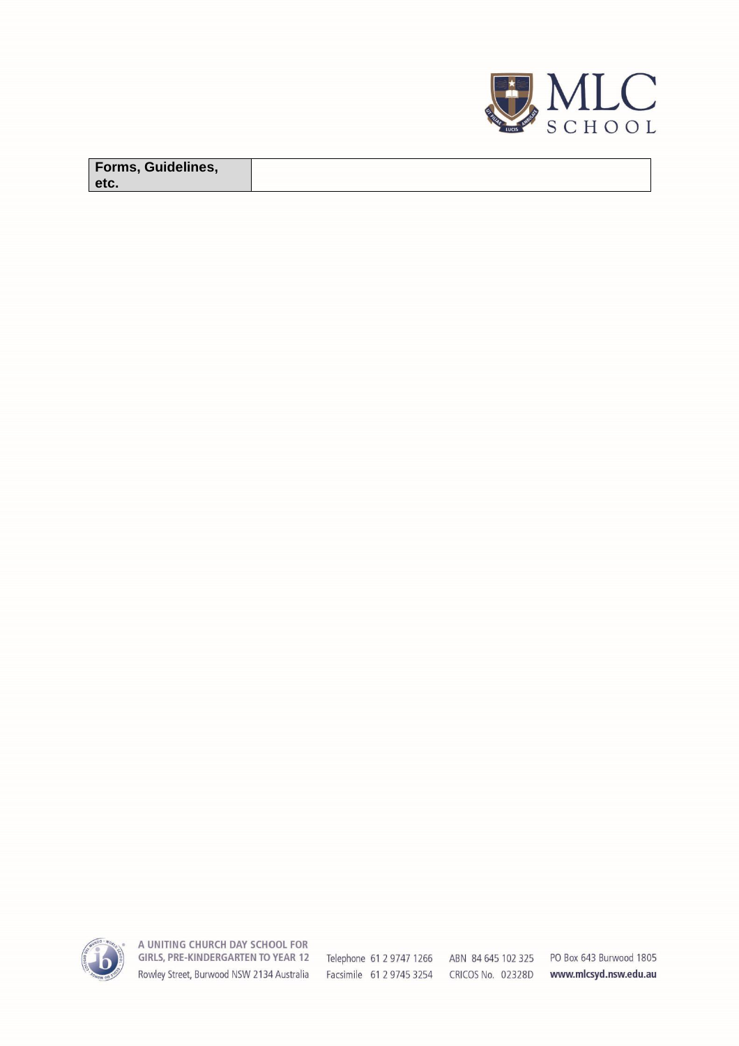| | |
|---|---|
| **Forms, Guidelines, etc.** | |